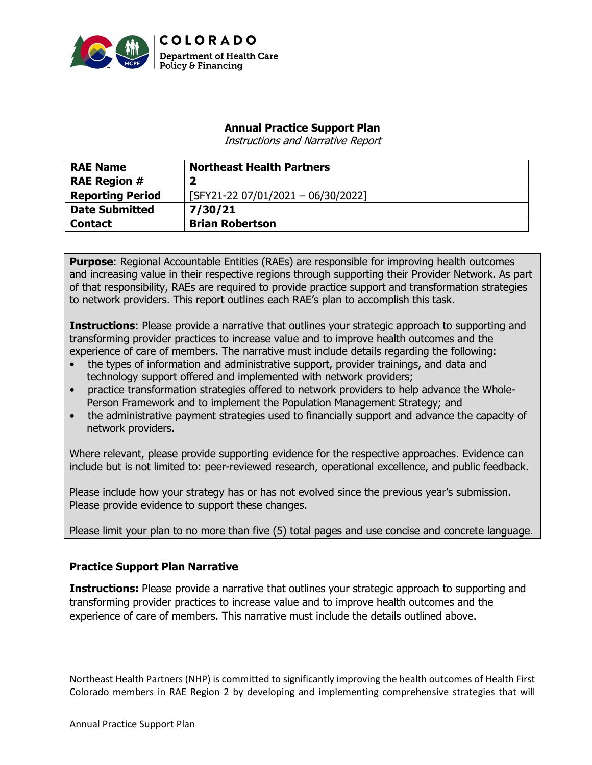COLORADO
Department of Health Care Policy & Financing

# Annual Practice Support Plan

*Instructions and Narrative Report*

| RAE Name | Northeast Health Partners |
|---|---|
| RAE Region # | 2 |
| Reporting Period | [SFY21-22 07/01/2021 – 06/30/2022] |
| Date Submitted | 7/30/21 |
| Contact | Brian Robertson |

**Purpose**: Regional Accountable Entities (RAEs) are responsible for improving health outcomes and increasing value in their respective regions through supporting their Provider Network. As part of that responsibility, RAEs are required to provide practice support and transformation strategies to network providers. This report outlines each RAE's plan to accomplish this task.

**Instructions**: Please provide a narrative that outlines your strategic approach to supporting and transforming provider practices to increase value and to improve health outcomes and the experience of care of members. The narrative must include details regarding the following:

- the types of information and administrative support, provider trainings, and data and technology support offered and implemented with network providers;
- practice transformation strategies offered to network providers to help advance the Whole-Person Framework and to implement the Population Management Strategy; and
- the administrative payment strategies used to financially support and advance the capacity of network providers.

Where relevant, please provide supporting evidence for the respective approaches. Evidence can include but is not limited to: peer-reviewed research, operational excellence, and public feedback.

Please include how your strategy has or has not evolved since the previous year's submission. Please provide evidence to support these changes.

Please limit your plan to no more than five (5) total pages and use concise and concrete language.

## Practice Support Plan Narrative

**Instructions:** Please provide a narrative that outlines your strategic approach to supporting and transforming provider practices to increase value and to improve health outcomes and the experience of care of members. This narrative must include the details outlined above.

Northeast Health Partners (NHP) is committed to significantly improving the health outcomes of Health First Colorado members in RAE Region 2 by developing and implementing comprehensive strategies that will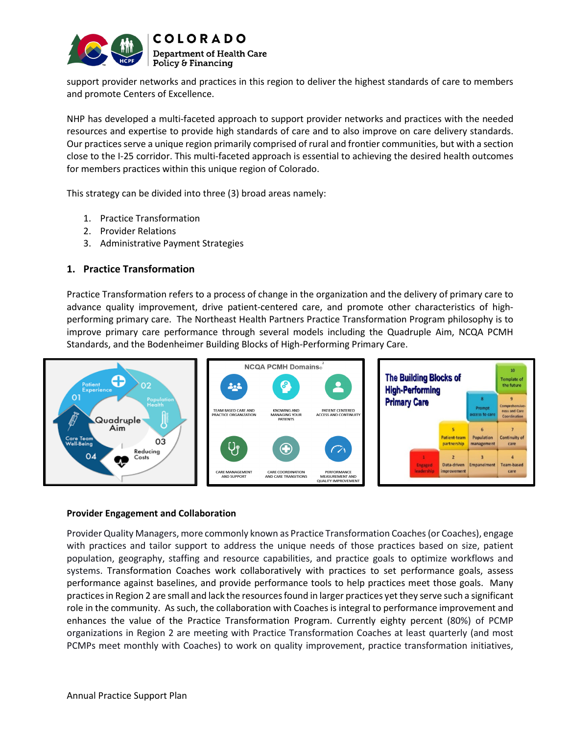support provider networks and practices in this region to deliver the highest standards of care to members and promote Centers of Excellence.

NHP has developed a multi-faceted approach to support provider networks and practices with the needed resources and expertise to provide high standards of care and to also improve on care delivery standards. Our practices serve a unique region primarily comprised of rural and frontier communities, but with a section close to the I-25 corridor. This multi-faceted approach is essential to achieving the desired health outcomes for members practices within this unique region of Colorado.

This strategy can be divided into three (3) broad areas namely:

1. Practice Transformation
2. Provider Relations
3. Administrative Payment Strategies

## 1. Practice Transformation

Practice Transformation refers to a process of change in the organization and the delivery of primary care to advance quality improvement, drive patient-centered care, and promote other characteristics of high-performing primary care. The Northeast Health Partners Practice Transformation Program philosophy is to improve primary care performance through several models including the Quadruple Aim, NCQA PCMH Standards, and the Bodenheimer Building Blocks of High-Performing Primary Care.

### Provider Engagement and Collaboration

Provider Quality Managers, more commonly known as Practice Transformation Coaches (or Coaches), engage with practices and tailor support to address the unique needs of those practices based on size, patient population, geography, staffing and resource capabilities, and practice goals to optimize workflows and systems. Transformation Coaches work collaboratively with practices to set performance goals, assess performance against baselines, and provide performance tools to help practices meet those goals. Many practices in Region 2 are small and lack the resources found in larger practices yet they serve such a significant role in the community. As such, the collaboration with Coaches is integral to performance improvement and enhances the value of the Practice Transformation Program. Currently eighty percent (80%) of PCMP organizations in Region 2 are meeting with Practice Transformation Coaches at least quarterly (and most PCMPs meet monthly with Coaches) to work on quality improvement, practice transformation initiatives,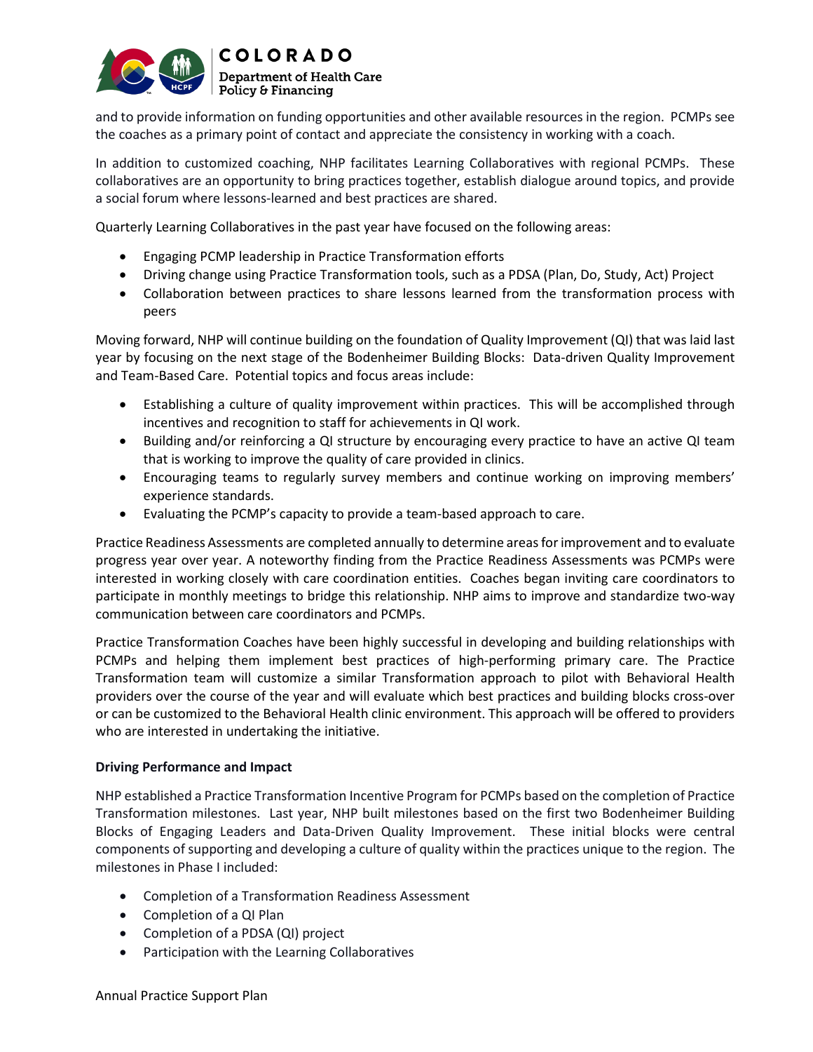and to provide information on funding opportunities and other available resources in the region. PCMPs see the coaches as a primary point of contact and appreciate the consistency in working with a coach.

In addition to customized coaching, NHP facilitates Learning Collaboratives with regional PCMPs. These collaboratives are an opportunity to bring practices together, establish dialogue around topics, and provide a social forum where lessons-learned and best practices are shared.

Quarterly Learning Collaboratives in the past year have focused on the following areas:

- Engaging PCMP leadership in Practice Transformation efforts
- Driving change using Practice Transformation tools, such as a PDSA (Plan, Do, Study, Act) Project
- Collaboration between practices to share lessons learned from the transformation process with peers

Moving forward, NHP will continue building on the foundation of Quality Improvement (QI) that was laid last year by focusing on the next stage of the Bodenheimer Building Blocks: Data-driven Quality Improvement and Team-Based Care. Potential topics and focus areas include:

- Establishing a culture of quality improvement within practices. This will be accomplished through incentives and recognition to staff for achievements in QI work.
- Building and/or reinforcing a QI structure by encouraging every practice to have an active QI team that is working to improve the quality of care provided in clinics.
- Encouraging teams to regularly survey members and continue working on improving members' experience standards.
- Evaluating the PCMP's capacity to provide a team-based approach to care.

Practice Readiness Assessments are completed annually to determine areas for improvement and to evaluate progress year over year. A noteworthy finding from the Practice Readiness Assessments was PCMPs were interested in working closely with care coordination entities. Coaches began inviting care coordinators to participate in monthly meetings to bridge this relationship. NHP aims to improve and standardize two-way communication between care coordinators and PCMPs.

Practice Transformation Coaches have been highly successful in developing and building relationships with PCMPs and helping them implement best practices of high-performing primary care. The Practice Transformation team will customize a similar Transformation approach to pilot with Behavioral Health providers over the course of the year and will evaluate which best practices and building blocks cross-over or can be customized to the Behavioral Health clinic environment. This approach will be offered to providers who are interested in undertaking the initiative.

**Driving Performance and Impact**

NHP established a Practice Transformation Incentive Program for PCMPs based on the completion of Practice Transformation milestones. Last year, NHP built milestones based on the first two Bodenheimer Building Blocks of Engaging Leaders and Data-Driven Quality Improvement. These initial blocks were central components of supporting and developing a culture of quality within the practices unique to the region. The milestones in Phase I included:

- Completion of a Transformation Readiness Assessment
- Completion of a QI Plan
- Completion of a PDSA (QI) project
- Participation with the Learning Collaboratives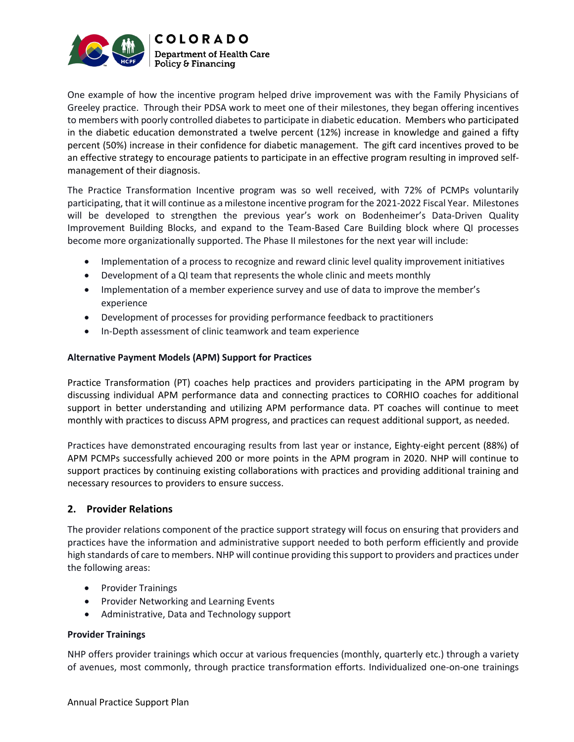One example of how the incentive program helped drive improvement was with the Family Physicians of Greeley practice. Through their PDSA work to meet one of their milestones, they began offering incentives to members with poorly controlled diabetes to participate in diabetic education. Members who participated in the diabetic education demonstrated a twelve percent (12%) increase in knowledge and gained a fifty percent (50%) increase in their confidence for diabetic management. The gift card incentives proved to be an effective strategy to encourage patients to participate in an effective program resulting in improved self-management of their diagnosis.

The Practice Transformation Incentive program was so well received, with 72% of PCMPs voluntarily participating, that it will continue as a milestone incentive program for the 2021-2022 Fiscal Year. Milestones will be developed to strengthen the previous year's work on Bodenheimer's Data-Driven Quality Improvement Building Blocks, and expand to the Team-Based Care Building block where QI processes become more organizationally supported. The Phase II milestones for the next year will include:

- Implementation of a process to recognize and reward clinic level quality improvement initiatives
- Development of a QI team that represents the whole clinic and meets monthly
- Implementation of a member experience survey and use of data to improve the member's experience
- Development of processes for providing performance feedback to practitioners
- In-Depth assessment of clinic teamwork and team experience

**Alternative Payment Models (APM) Support for Practices**

Practice Transformation (PT) coaches help practices and providers participating in the APM program by discussing individual APM performance data and connecting practices to CORHIO coaches for additional support in better understanding and utilizing APM performance data. PT coaches will continue to meet monthly with practices to discuss APM progress, and practices can request additional support, as needed.

Practices have demonstrated encouraging results from last year or instance, Eighty-eight percent (88%) of APM PCMPs successfully achieved 200 or more points in the APM program in 2020. NHP will continue to support practices by continuing existing collaborations with practices and providing additional training and necessary resources to providers to ensure success.

## 2. Provider Relations

The provider relations component of the practice support strategy will focus on ensuring that providers and practices have the information and administrative support needed to both perform efficiently and provide high standards of care to members. NHP will continue providing this support to providers and practices under the following areas:

- Provider Trainings
- Provider Networking and Learning Events
- Administrative, Data and Technology support

**Provider Trainings**

NHP offers provider trainings which occur at various frequencies (monthly, quarterly etc.) through a variety of avenues, most commonly, through practice transformation efforts. Individualized one-on-one trainings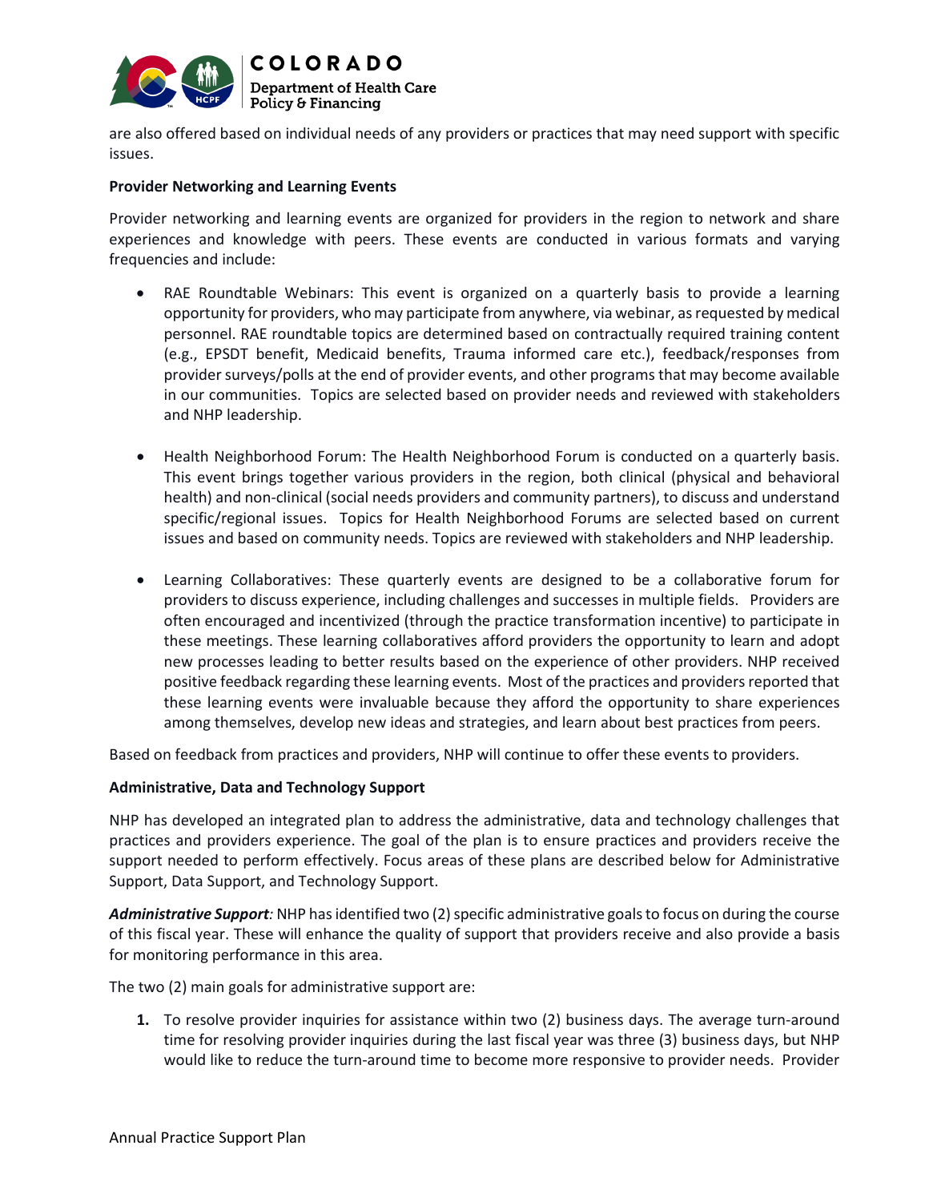are also offered based on individual needs of any providers or practices that may need support with specific issues.

**Provider Networking and Learning Events**

Provider networking and learning events are organized for providers in the region to network and share experiences and knowledge with peers. These events are conducted in various formats and varying frequencies and include:

- RAE Roundtable Webinars: This event is organized on a quarterly basis to provide a learning opportunity for providers, who may participate from anywhere, via webinar, as requested by medical personnel. RAE roundtable topics are determined based on contractually required training content (e.g., EPSDT benefit, Medicaid benefits, Trauma informed care etc.), feedback/responses from provider surveys/polls at the end of provider events, and other programs that may become available in our communities. Topics are selected based on provider needs and reviewed with stakeholders and NHP leadership.

- Health Neighborhood Forum: The Health Neighborhood Forum is conducted on a quarterly basis. This event brings together various providers in the region, both clinical (physical and behavioral health) and non-clinical (social needs providers and community partners), to discuss and understand specific/regional issues. Topics for Health Neighborhood Forums are selected based on current issues and based on community needs. Topics are reviewed with stakeholders and NHP leadership.

- Learning Collaboratives: These quarterly events are designed to be a collaborative forum for providers to discuss experience, including challenges and successes in multiple fields. Providers are often encouraged and incentivized (through the practice transformation incentive) to participate in these meetings. These learning collaboratives afford providers the opportunity to learn and adopt new processes leading to better results based on the experience of other providers. NHP received positive feedback regarding these learning events. Most of the practices and providers reported that these learning events were invaluable because they afford the opportunity to share experiences among themselves, develop new ideas and strategies, and learn about best practices from peers.

Based on feedback from practices and providers, NHP will continue to offer these events to providers.

**Administrative, Data and Technology Support**

NHP has developed an integrated plan to address the administrative, data and technology challenges that practices and providers experience. The goal of the plan is to ensure practices and providers receive the support needed to perform effectively. Focus areas of these plans are described below for Administrative Support, Data Support, and Technology Support.

***Administrative Support**:* NHP has identified two (2) specific administrative goals to focus on during the course of this fiscal year. These will enhance the quality of support that providers receive and also provide a basis for monitoring performance in this area.

The two (2) main goals for administrative support are:

1. To resolve provider inquiries for assistance within two (2) business days. The average turn-around time for resolving provider inquiries during the last fiscal year was three (3) business days, but NHP would like to reduce the turn-around time to become more responsive to provider needs. Provider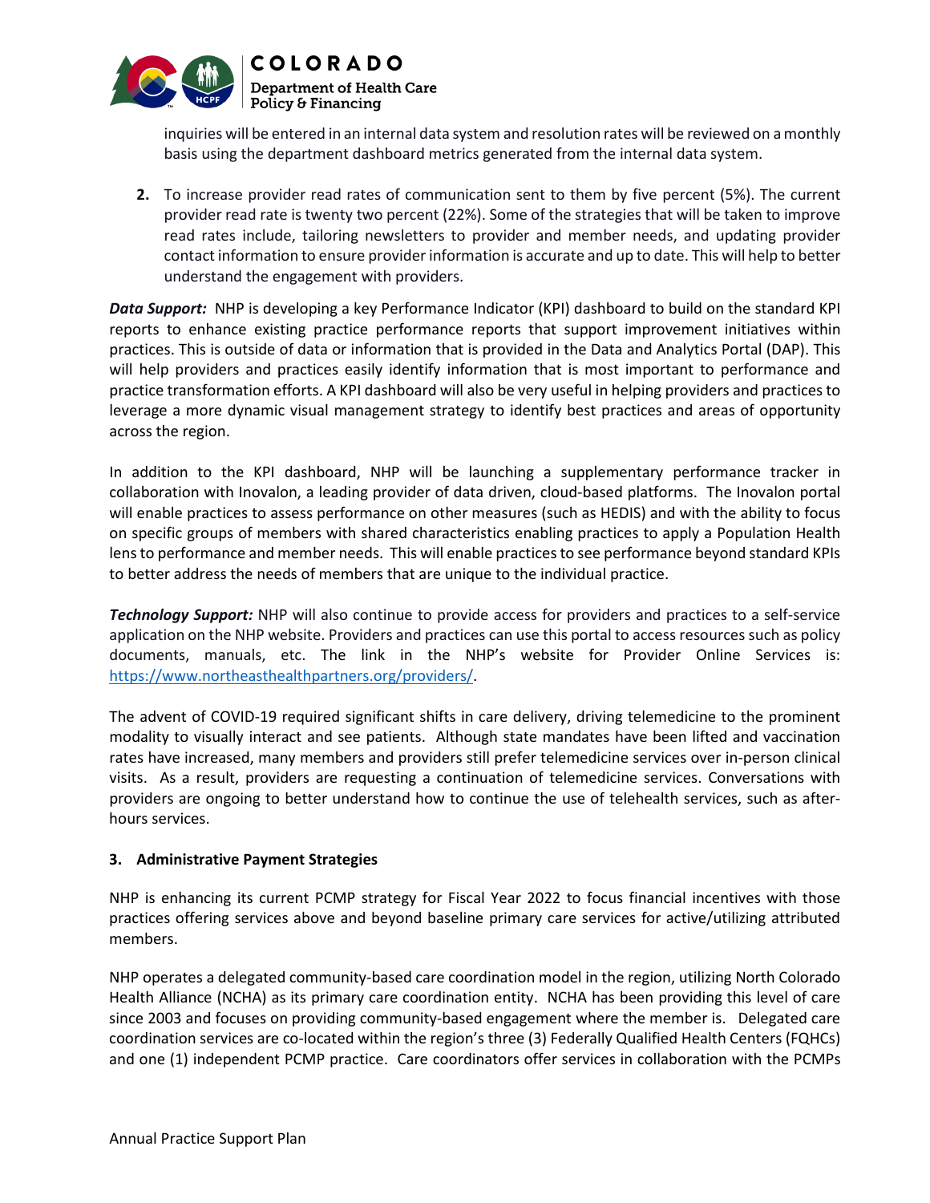inquiries will be entered in an internal data system and resolution rates will be reviewed on a monthly basis using the department dashboard metrics generated from the internal data system.

2. To increase provider read rates of communication sent to them by five percent (5%). The current provider read rate is twenty two percent (22%). Some of the strategies that will be taken to improve read rates include, tailoring newsletters to provider and member needs, and updating provider contact information to ensure provider information is accurate and up to date. This will help to better understand the engagement with providers.

***Data Support:*** NHP is developing a key Performance Indicator (KPI) dashboard to build on the standard KPI reports to enhance existing practice performance reports that support improvement initiatives within practices. This is outside of data or information that is provided in the Data and Analytics Portal (DAP). This will help providers and practices easily identify information that is most important to performance and practice transformation efforts. A KPI dashboard will also be very useful in helping providers and practices to leverage a more dynamic visual management strategy to identify best practices and areas of opportunity across the region.

In addition to the KPI dashboard, NHP will be launching a supplementary performance tracker in collaboration with Inovalon, a leading provider of data driven, cloud-based platforms. The Inovalon portal will enable practices to assess performance on other measures (such as HEDIS) and with the ability to focus on specific groups of members with shared characteristics enabling practices to apply a Population Health lens to performance and member needs. This will enable practices to see performance beyond standard KPIs to better address the needs of members that are unique to the individual practice.

***Technology Support:*** NHP will also continue to provide access for providers and practices to a self-service application on the NHP website. Providers and practices can use this portal to access resources such as policy documents, manuals, etc. The link in the NHP's website for Provider Online Services is: [https://www.northeasthealthpartners.org/providers/](https://www.northeasthealthpartners.org/providers/).

The advent of COVID-19 required significant shifts in care delivery, driving telemedicine to the prominent modality to visually interact and see patients. Although state mandates have been lifted and vaccination rates have increased, many members and providers still prefer telemedicine services over in-person clinical visits. As a result, providers are requesting a continuation of telemedicine services. Conversations with providers are ongoing to better understand how to continue the use of telehealth services, such as after-hours services.

### 3. Administrative Payment Strategies

NHP is enhancing its current PCMP strategy for Fiscal Year 2022 to focus financial incentives with those practices offering services above and beyond baseline primary care services for active/utilizing attributed members.

NHP operates a delegated community-based care coordination model in the region, utilizing North Colorado Health Alliance (NCHA) as its primary care coordination entity. NCHA has been providing this level of care since 2003 and focuses on providing community-based engagement where the member is. Delegated care coordination services are co-located within the region's three (3) Federally Qualified Health Centers (FQHCs) and one (1) independent PCMP practice. Care coordinators offer services in collaboration with the PCMPs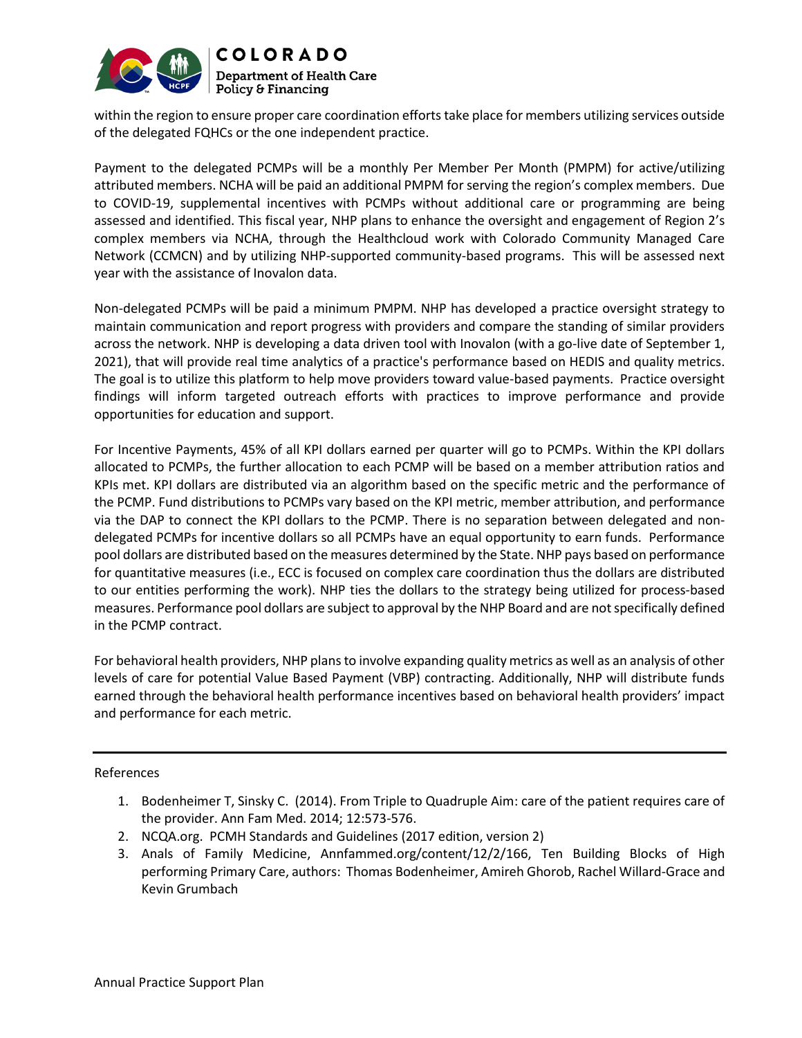within the region to ensure proper care coordination efforts take place for members utilizing services outside of the delegated FQHCs or the one independent practice.

Payment to the delegated PCMPs will be a monthly Per Member Per Month (PMPM) for active/utilizing attributed members. NCHA will be paid an additional PMPM for serving the region's complex members. Due to COVID-19, supplemental incentives with PCMPs without additional care or programming are being assessed and identified. This fiscal year, NHP plans to enhance the oversight and engagement of Region 2's complex members via NCHA, through the Healthcloud work with Colorado Community Managed Care Network (CCMCN) and by utilizing NHP-supported community-based programs. This will be assessed next year with the assistance of Inovalon data.

Non-delegated PCMPs will be paid a minimum PMPM. NHP has developed a practice oversight strategy to maintain communication and report progress with providers and compare the standing of similar providers across the network. NHP is developing a data driven tool with Inovalon (with a go-live date of September 1, 2021), that will provide real time analytics of a practice's performance based on HEDIS and quality metrics. The goal is to utilize this platform to help move providers toward value-based payments. Practice oversight findings will inform targeted outreach efforts with practices to improve performance and provide opportunities for education and support.

For Incentive Payments, 45% of all KPI dollars earned per quarter will go to PCMPs. Within the KPI dollars allocated to PCMPs, the further allocation to each PCMP will be based on a member attribution ratios and KPIs met. KPI dollars are distributed via an algorithm based on the specific metric and the performance of the PCMP. Fund distributions to PCMPs vary based on the KPI metric, member attribution, and performance via the DAP to connect the KPI dollars to the PCMP. There is no separation between delegated and non-delegated PCMPs for incentive dollars so all PCMPs have an equal opportunity to earn funds. Performance pool dollars are distributed based on the measures determined by the State. NHP pays based on performance for quantitative measures (i.e., ECC is focused on complex care coordination thus the dollars are distributed to our entities performing the work). NHP ties the dollars to the strategy being utilized for process-based measures. Performance pool dollars are subject to approval by the NHP Board and are not specifically defined in the PCMP contract.

For behavioral health providers, NHP plans to involve expanding quality metrics as well as an analysis of other levels of care for potential Value Based Payment (VBP) contracting. Additionally, NHP will distribute funds earned through the behavioral health performance incentives based on behavioral health providers' impact and performance for each metric.

---

References

1. Bodenheimer T, Sinsky C. (2014). From Triple to Quadruple Aim: care of the patient requires care of the provider. Ann Fam Med. 2014; 12:573-576.
2. NCQA.org. PCMH Standards and Guidelines (2017 edition, version 2)
3. Anals of Family Medicine, Annfammed.org/content/12/2/166, Ten Building Blocks of High performing Primary Care, authors: Thomas Bodenheimer, Amireh Ghorob, Rachel Willard-Grace and Kevin Grumbach